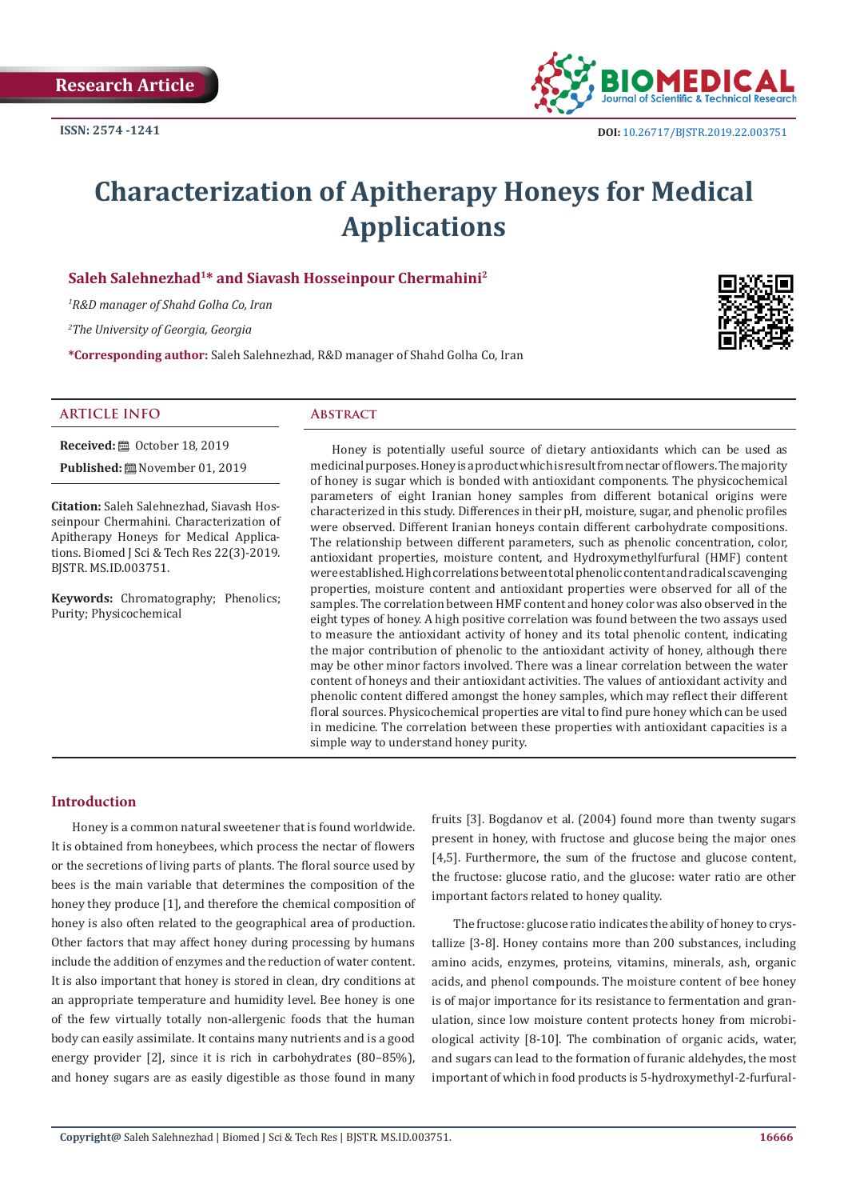Research Article

ISSN: 2574 -1241

DOI: 10.26717/BJSTR.2019.22.003751

# Characterization of Apitherapy Honeys for Medical Applications

**Saleh Salehnezhad[1]* and Siavash Hosseinpour Chermahini[2]**

*[1]R&D manager of Shahd Golha Co, Iran*

*[2]The University of Georgia, Georgia*

***Corresponding author:** Saleh Salehnezhad, R&D manager of Shahd Golha Co, Iran

## ARTICLE INFO

**Received:** October 18, 2019

**Published:** November 01, 2019

**Citation:** Saleh Salehnezhad, Siavash Hosseinpour Chermahini. Characterization of Apitherapy Honeys for Medical Applications. Biomed J Sci & Tech Res 22(3)-2019. BJSTR. MS.ID.003751.

**Keywords:** Chromatography; Phenolics; Purity; Physicochemical

## Abstract

Honey is potentially useful source of dietary antioxidants which can be used as medicinal purposes. Honey is a product which is result from nectar of flowers. The majority of honey is sugar which is bonded with antioxidant components. The physicochemical parameters of eight Iranian honey samples from different botanical origins were characterized in this study. Differences in their pH, moisture, sugar, and phenolic profiles were observed. Different Iranian honeys contain different carbohydrate compositions. The relationship between different parameters, such as phenolic concentration, color, antioxidant properties, moisture content, and Hydroxymethylfurfural (HMF) content were established. High correlations between total phenolic content and radical scavenging properties, moisture content and antioxidant properties were observed for all of the samples. The correlation between HMF content and honey color was also observed in the eight types of honey. A high positive correlation was found between the two assays used to measure the antioxidant activity of honey and its total phenolic content, indicating the major contribution of phenolic to the antioxidant activity of honey, although there may be other minor factors involved. There was a linear correlation between the water content of honeys and their antioxidant activities. The values of antioxidant activity and phenolic content differed amongst the honey samples, which may reflect their different floral sources. Physicochemical properties are vital to find pure honey which can be used in medicine. The correlation between these properties with antioxidant capacities is a simple way to understand honey purity.

## Introduction

Honey is a common natural sweetener that is found worldwide. It is obtained from honeybees, which process the nectar of flowers or the secretions of living parts of plants. The floral source used by bees is the main variable that determines the composition of the honey they produce [1], and therefore the chemical composition of honey is also often related to the geographical area of production. Other factors that may affect honey during processing by humans include the addition of enzymes and the reduction of water content. It is also important that honey is stored in clean, dry conditions at an appropriate temperature and humidity level. Bee honey is one of the few virtually totally non-allergenic foods that the human body can easily assimilate. It contains many nutrients and is a good energy provider [2], since it is rich in carbohydrates (80–85%), and honey sugars are as easily digestible as those found in many fruits [3]. Bogdanov et al. (2004) found more than twenty sugars present in honey, with fructose and glucose being the major ones [4,5]. Furthermore, the sum of the fructose and glucose content, the fructose: glucose ratio, and the glucose: water ratio are other important factors related to honey quality.

The fructose: glucose ratio indicates the ability of honey to crystallize [3-8]. Honey contains more than 200 substances, including amino acids, enzymes, proteins, vitamins, minerals, ash, organic acids, and phenol compounds. The moisture content of bee honey is of major importance for its resistance to fermentation and granulation, since low moisture content protects honey from microbiological activity [8-10]. The combination of organic acids, water, and sugars can lead to the formation of furanic aldehydes, the most important of which in food products is 5-hydroxymethyl-2-furfural-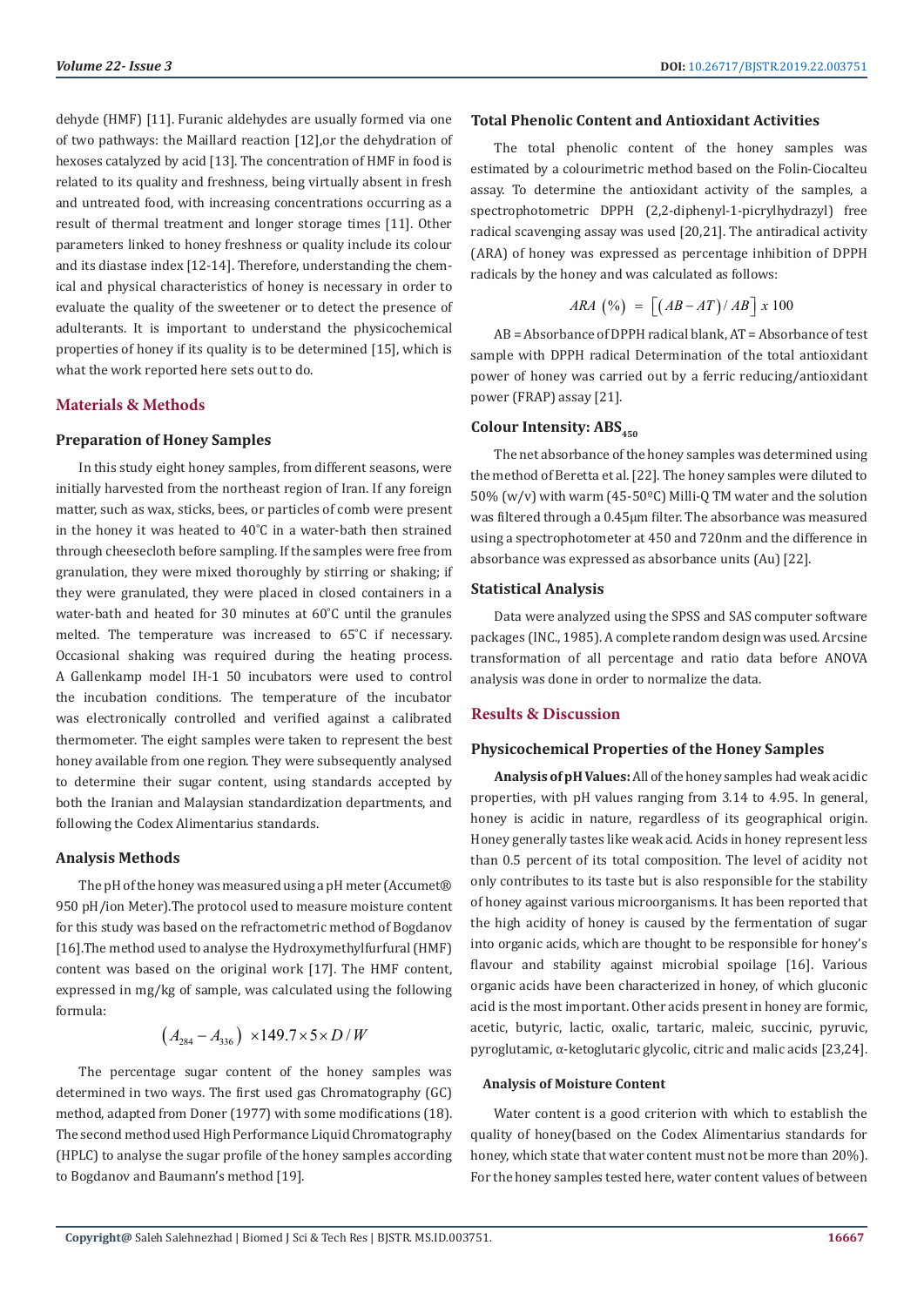dehyde (HMF) [11]. Furanic aldehydes are usually formed via one of two pathways: the Maillard reaction [12],or the dehydration of hexoses catalyzed by acid [13]. The concentration of HMF in food is related to its quality and freshness, being virtually absent in fresh and untreated food, with increasing concentrations occurring as a result of thermal treatment and longer storage times [11]. Other parameters linked to honey freshness or quality include its colour and its diastase index [12-14]. Therefore, understanding the chemical and physical characteristics of honey is necessary in order to evaluate the quality of the sweetener or to detect the presence of adulterants. It is important to understand the physicochemical properties of honey if its quality is to be determined [15], which is what the work reported here sets out to do.

## Materials & Methods

### Preparation of Honey Samples

In this study eight honey samples, from different seasons, were initially harvested from the northeast region of Iran. If any foreign matter, such as wax, sticks, bees, or particles of comb were present in the honey it was heated to 40˚C in a water-bath then strained through cheesecloth before sampling. If the samples were free from granulation, they were mixed thoroughly by stirring or shaking; if they were granulated, they were placed in closed containers in a water-bath and heated for 30 minutes at 60˚C until the granules melted. The temperature was increased to 65˚C if necessary. Occasional shaking was required during the heating process. A Gallenkamp model IH-1 50 incubators were used to control the incubation conditions. The temperature of the incubator was electronically controlled and verified against a calibrated thermometer. The eight samples were taken to represent the best honey available from one region. They were subsequently analysed to determine their sugar content, using standards accepted by both the Iranian and Malaysian standardization departments, and following the Codex Alimentarius standards.

### Analysis Methods

The pH of the honey was measured using a pH meter (Accumet® 950 pH/ion Meter).The protocol used to measure moisture content for this study was based on the refractometric method of Bogdanov [16].The method used to analyse the Hydroxymethylfurfural (HMF) content was based on the original work [17]. The HMF content, expressed in mg/kg of sample, was calculated using the following formula:

$$\left(A_{284} - A_{336}\right) \times 149.7 \times 5 \times D / W$$

The percentage sugar content of the honey samples was determined in two ways. The first used gas Chromatography (GC) method, adapted from Doner (1977) with some modifications (18). The second method used High Performance Liquid Chromatography (HPLC) to analyse the sugar profile of the honey samples according to Bogdanov and Baumann's method [19].

### Total Phenolic Content and Antioxidant Activities

The total phenolic content of the honey samples was estimated by a colourimetric method based on the Folin-Ciocalteu assay. To determine the antioxidant activity of the samples, a spectrophotometric DPPH (2,2-diphenyl-1-picrylhydrazyl) free radical scavenging assay was used [20,21]. The antiradical activity (ARA) of honey was expressed as percentage inhibition of DPPH radicals by the honey and was calculated as follows:

$$ARA\ (\%) = \left[\left(AB - AT\right)/AB\right] x\ 100$$

AB = Absorbance of DPPH radical blank, AT = Absorbance of test sample with DPPH radical Determination of the total antioxidant power of honey was carried out by a ferric reducing/antioxidant power (FRAP) assay [21].

### Colour Intensity: $ABS_{450}$

The net absorbance of the honey samples was determined using the method of Beretta et al. [22]. The honey samples were diluted to 50% (w/v) with warm (45-50ºC) Milli-Q TM water and the solution was filtered through a 0.45µm filter. The absorbance was measured using a spectrophotometer at 450 and 720nm and the difference in absorbance was expressed as absorbance units (Au) [22].

### Statistical Analysis

Data were analyzed using the SPSS and SAS computer software packages (INC., 1985). A complete random design was used. Arcsine transformation of all percentage and ratio data before ANOVA analysis was done in order to normalize the data.

## Results & Discussion

### Physicochemical Properties of the Honey Samples

**Analysis of pH Values:** All of the honey samples had weak acidic properties, with pH values ranging from 3.14 to 4.95. In general, honey is acidic in nature, regardless of its geographical origin. Honey generally tastes like weak acid. Acids in honey represent less than 0.5 percent of its total composition. The level of acidity not only contributes to its taste but is also responsible for the stability of honey against various microorganisms. It has been reported that the high acidity of honey is caused by the fermentation of sugar into organic acids, which are thought to be responsible for honey's flavour and stability against microbial spoilage [16]. Various organic acids have been characterized in honey, of which gluconic acid is the most important. Other acids present in honey are formic, acetic, butyric, lactic, oxalic, tartaric, maleic, succinic, pyruvic, pyroglutamic, α-ketoglutaric glycolic, citric and malic acids [23,24].

#### Analysis of Moisture Content

Water content is a good criterion with which to establish the quality of honey(based on the Codex Alimentarius standards for honey, which state that water content must not be more than 20%). For the honey samples tested here, water content values of between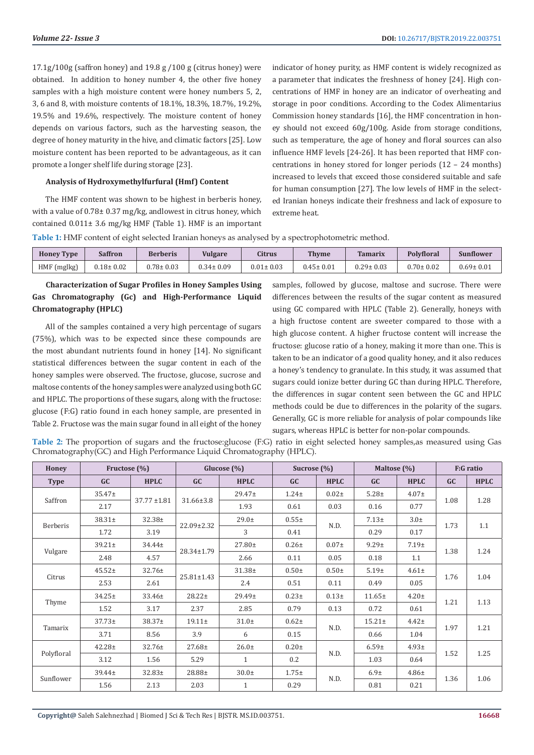17.1g/100g (saffron honey) and 19.8 g /100 g (citrus honey) were obtained. In addition to honey number 4, the other five honey samples with a high moisture content were honey numbers 5, 2, 3, 6 and 8, with moisture contents of 18.1%, 18.3%, 18.7%, 19.2%, 19.5% and 19.6%, respectively. The moisture content of honey depends on various factors, such as the harvesting season, the degree of honey maturity in the hive, and climatic factors [25]. Low moisture content has been reported to be advantageous, as it can promote a longer shelf life during storage [23].

#### Analysis of Hydroxymethylfurfural (Hmf) Content

The HMF content was shown to be highest in berberis honey, with a value of 0.78± 0.37 mg/kg, andlowest in citrus honey, which contained 0.011± 3.6 mg/kg HMF (Table 1). HMF is an important indicator of honey purity, as HMF content is widely recognized as a parameter that indicates the freshness of honey [24]. High concentrations of HMF in honey are an indicator of overheating and storage in poor conditions. According to the Codex Alimentarius Commission honey standards [16], the HMF concentration in honey should not exceed 60g/100g. Aside from storage conditions, such as temperature, the age of honey and floral sources can also influence HMF levels [24-26]. It has been reported that HMF concentrations in honey stored for longer periods (12 – 24 months) increased to levels that exceed those considered suitable and safe for human consumption [27]. The low levels of HMF in the selected Iranian honeys indicate their freshness and lack of exposure to extreme heat.

**Table 1:** HMF content of eight selected Iranian honeys as analysed by a spectrophotometric method.

| Honey Type | Saffron | Berberis | Vulgare | Citrus | Thyme | Tamarix | Polyfloral | Sunflower |
|---|---|---|---|---|---|---|---|---|
| HMF (mglkg) | 0.18± 0.02 | 0.78± 0.03 | 0.34± 0.09 | 0.01± 0.03 | 0.45± 0.01 | 0.29± 0.03 | 0.70± 0.02 | 0.69± 0.01 |

#### Characterization of Sugar Profiles in Honey Samples Using Gas Chromatography (Gc) and High-Performance Liquid Chromatography (HPLC)

All of the samples contained a very high percentage of sugars (75%), which was to be expected since these compounds are the most abundant nutrients found in honey [14]. No significant statistical differences between the sugar content in each of the honey samples were observed. The fructose, glucose, sucrose and maltose contents of the honey samples were analyzed using both GC and HPLC. The proportions of these sugars, along with the fructose: glucose (F:G) ratio found in each honey sample, are presented in Table 2. Fructose was the main sugar found in all eight of the honey samples, followed by glucose, maltose and sucrose. There were differences between the results of the sugar content as measured using GC compared with HPLC (Table 2). Generally, honeys with a high fructose content are sweeter compared to those with a high glucose content. A higher fructose content will increase the fructose: glucose ratio of a honey, making it more than one. This is taken to be an indicator of a good quality honey, and it also reduces a honey's tendency to granulate. In this study, it was assumed that sugars could ionize better during GC than during HPLC. Therefore, the differences in sugar content seen between the GC and HPLC methods could be due to differences in the polarity of the sugars. Generally, GC is more reliable for analysis of polar compounds like sugars, whereas HPLC is better for non-polar compounds.

**Table 2:** The proportion of sugars and the fructose:glucose (F:G) ratio in eight selected honey samples,as measured using Gas Chromatography(GC) and High Performance Liquid Chromatography (HPLC).

| Honey | Fructose (%) | | Glucose (%) | | Sucrose (%) | | Maltose (%) | | F:G ratio | |
|---|---|---|---|---|---|---|---|---|---|---|
| Type | GC | HPLC | GC | HPLC | GC | HPLC | GC | HPLC | GC | HPLC |
| Saffron | 35.47± 2.17 | 37.77 ±1.81 | 31.66±3.8 | 29.47± 1.93 | 1.24± 0.61 | 0.02± 0.03 | 5.28± 0.16 | 4.07± 0.77 | 1.08 | 1.28 |
| Berberis | 38.31± 1.72 | 32.38± 3.19 | 22.09±2.32 | 29.0± 3 | 0.55± 0.41 | N.D. | 7.13± 0.29 | 3.0± 0.17 | 1.73 | 1.1 |
| Vulgare | 39.21± 2.48 | 34.44± 4.57 | 28.34±1.79 | 27.80± 2.66 | 0.26± 0.11 | 0.07± 0.05 | 9.29± 0.18 | 7.19± 1.1 | 1.38 | 1.24 |
| Citrus | 45.52± 2.53 | 32.76± 2.61 | 25.81±1.43 | 31.38± 2.4 | 0.50± 0.51 | 0.50± 0.11 | 5.19± 0.49 | 4.61± 0.05 | 1.76 | 1.04 |
| Thyme | 34.25± 1.52 | 33.46± 3.17 | 28.22± 2.37 | 29.49± 2.85 | 0.23± 0.79 | 0.13± 0.13 | 11.65± 0.72 | 4.20± 0.61 | 1.21 | 1.13 |
| Tamarix | 37.73± 3.71 | 38.37± 8.56 | 19.11± 3.9 | 31.0± 6 | 0.62± 0.15 | N.D. | 15.21± 0.66 | 4.42± 1.04 | 1.97 | 1.21 |
| Polyfloral | 42.28± 3.12 | 32.76± 1.56 | 27.68± 5.29 | 26.0± 1 | 0.20± 0.2 | N.D. | 6.59± 1.03 | 4.93± 0.64 | 1.52 | 1.25 |
| Sunflower | 39.44± 1.56 | 32.83± 2.13 | 28.88± 2.03 | 30.0± 1 | 1.75± 0.29 | N.D. | 6.9± 0.81 | 4.86± 0.21 | 1.36 | 1.06 |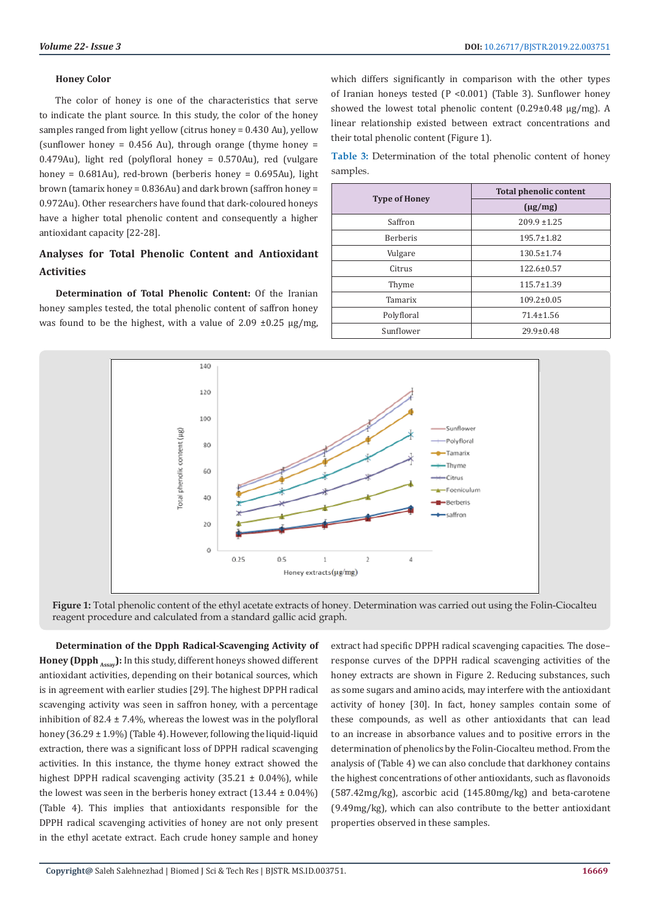### Honey Color

The color of honey is one of the characteristics that serve to indicate the plant source. In this study, the color of the honey samples ranged from light yellow (citrus honey = 0.430 Au), yellow (sunflower honey = 0.456 Au), through orange (thyme honey = 0.479Au), light red (polyfloral honey = 0.570Au), red (vulgare honey = 0.681Au), red-brown (berberis honey = 0.695Au), light brown (tamarix honey = 0.836Au) and dark brown (saffron honey = 0.972Au). Other researchers have found that dark-coloured honeys have a higher total phenolic content and consequently a higher antioxidant capacity [22-28].

## Analyses for Total Phenolic Content and Antioxidant Activities

**Determination of Total Phenolic Content:** Of the Iranian honey samples tested, the total phenolic content of saffron honey was found to be the highest, with a value of 2.09 ±0.25 μg/mg, which differs significantly in comparison with the other types of Iranian honeys tested (P <0.001) (Table 3). Sunflower honey showed the lowest total phenolic content (0.29±0.48 μg/mg). A linear relationship existed between extract concentrations and their total phenolic content (Figure 1).

**Table 3:** Determination of the total phenolic content of honey samples.

| Type of Honey | Total phenolic content (μg/mg) |
|---|---|
| Saffron | 209.9 ±1.25 |
| Berberis | 195.7±1.82 |
| Vulgare | 130.5±1.74 |
| Citrus | 122.6±0.57 |
| Thyme | 115.7±1.39 |
| Tamarix | 109.2±0.05 |
| Polyfloral | 71.4±1.56 |
| Sunflower | 29.9±0.48 |

**Figure 1:** Total phenolic content of the ethyl acetate extracts of honey. Determination was carried out using the Folin-Ciocalteu reagent procedure and calculated from a standard gallic acid graph.

**Determination of the Dpph Radical-Scavenging Activity of Honey (Dpph $_{Assay}$):** In this study, different honeys showed different antioxidant activities, depending on their botanical sources, which is in agreement with earlier studies [29]. The highest DPPH radical scavenging activity was seen in saffron honey, with a percentage inhibition of 82.4 ± 7.4%, whereas the lowest was in the polyfloral honey (36.29 ± 1.9%) (Table 4). However, following the liquid-liquid extraction, there was a significant loss of DPPH radical scavenging activities. In this instance, the thyme honey extract showed the highest DPPH radical scavenging activity (35.21 ± 0.04%), while the lowest was seen in the berberis honey extract (13.44 ± 0.04%) (Table 4). This implies that antioxidants responsible for the DPPH radical scavenging activities of honey are not only present in the ethyl acetate extract. Each crude honey sample and honey extract had specific DPPH radical scavenging capacities. The dose–response curves of the DPPH radical scavenging activities of the honey extracts are shown in Figure 2. Reducing substances, such as some sugars and amino acids, may interfere with the antioxidant activity of honey [30]. In fact, honey samples contain some of these compounds, as well as other antioxidants that can lead to an increase in absorbance values and to positive errors in the determination of phenolics by the Folin-Ciocalteu method. From the analysis of (Table 4) we can also conclude that darkhoney contains the highest concentrations of other antioxidants, such as flavonoids (587.42mg/kg), ascorbic acid (145.80mg/kg) and beta-carotene (9.49mg/kg), which can also contribute to the better antioxidant properties observed in these samples.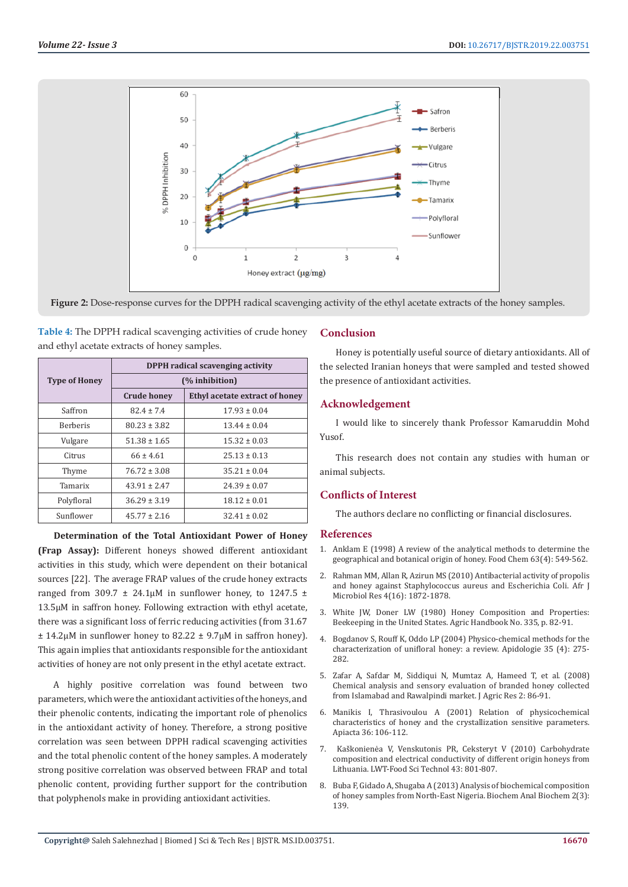Figure 2: Dose-response curves for the DPPH radical scavenging activity of the ethyl acetate extracts of the honey samples.

**Table 4:** The DPPH radical scavenging activities of crude honey and ethyl acetate extracts of honey samples.

| Type of Honey | DPPH radical scavenging activity (% inhibition) | |
|---|---|---|
| | Crude honey | Ethyl acetate extract of honey |
| Saffron | 82.4 ± 7.4 | 17.93 ± 0.04 |
| Berberis | 80.23 ± 3.82 | 13.44 ± 0.04 |
| Vulgare | 51.38 ± 1.65 | 15.32 ± 0.03 |
| Citrus | 66 ± 4.61 | 25.13 ± 0.13 |
| Thyme | 76.72 ± 3.08 | 35.21 ± 0.04 |
| Tamarix | 43.91 ± 2.47 | 24.39 ± 0.07 |
| Polyfloral | 36.29 ± 3.19 | 18.12 ± 0.01 |
| Sunflower | 45.77 ± 2.16 | 32.41 ± 0.02 |

**Determination of the Total Antioxidant Power of Honey (Frap Assay):** Different honeys showed different antioxidant activities in this study, which were dependent on their botanical sources [22]. The average FRAP values of the crude honey extracts ranged from 309.7 ± 24.1μM in sunflower honey, to 1247.5 ± 13.5μM in saffron honey. Following extraction with ethyl acetate, there was a significant loss of ferric reducing activities (from 31.67 ± 14.2μM in sunflower honey to 82.22 ± 9.7μM in saffron honey). This again implies that antioxidants responsible for the antioxidant activities of honey are not only present in the ethyl acetate extract.

A highly positive correlation was found between two parameters, which were the antioxidant activities of the honeys, and their phenolic contents, indicating the important role of phenolics in the antioxidant activity of honey. Therefore, a strong positive correlation was seen between DPPH radical scavenging activities and the total phenolic content of the honey samples. A moderately strong positive correlation was observed between FRAP and total phenolic content, providing further support for the contribution that polyphenols make in providing antioxidant activities.

## Conclusion

Honey is potentially useful source of dietary antioxidants. All of the selected Iranian honeys that were sampled and tested showed the presence of antioxidant activities.

## Acknowledgement

I would like to sincerely thank Professor Kamaruddin Mohd Yusof.

This research does not contain any studies with human or animal subjects.

## Conflicts of Interest

The authors declare no conflicting or financial disclosures.

## References

1. Anklam E (1998) A review of the analytical methods to determine the geographical and botanical origin of honey. Food Chem 63(4): 549-562.
2. Rahman MM, Allan R, Azirun MS (2010) Antibacterial activity of propolis and honey against Staphylococcus aureus and Escherichia Coli. Afr J Microbiol Res 4(16): 1872-1878.
3. White JW, Doner LW (1980) Honey Composition and Properties: Beekeeping in the United States. Agric Handbook No. 335, p. 82-91.
4. Bogdanov S, Rouff K, Oddo LP (2004) Physico-chemical methods for the characterization of unifloral honey: a review. Apidologie 35 (4): 275-282.
5. Zafar A, Safdar M, Siddiqui N, Mumtaz A, Hameed T, et al. (2008) Chemical analysis and sensory evaluation of branded honey collected from Islamabad and Rawalpindi market. J Agric Res 2: 86-91.
6. Manikis I, Thrasivoulou A (2001) Relation of physicochemical characteristics of honey and the crystallization sensitive parameters. Apiacta 36: 106-112.
7. Kaškonienėa V, Venskutonis PR, Ceksteryt V (2010) Carbohydrate composition and electrical conductivity of different origin honeys from Lithuania. LWT-Food Sci Technol 43: 801-807.
8. Buba F, Gidado A, Shugaba A (2013) Analysis of biochemical composition of honey samples from North-East Nigeria. Biochem Anal Biochem 2(3): 139.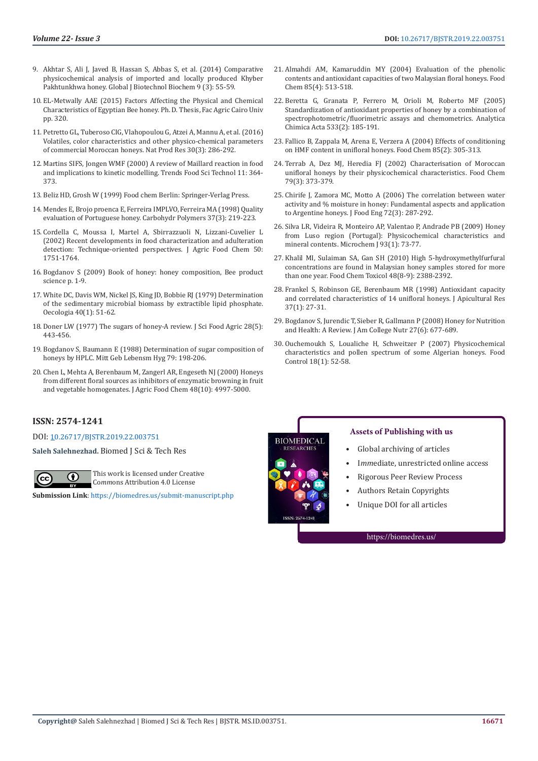9. Akhtar S, Ali J, Javed B, Hassan S, Abbas S, et al. (2014) Comparative physicochemical analysis of imported and locally produced Khyber Pakhtunkhwa honey. Global J Biotechnol Biochem 9 (3): 55-59.
10. EL-Metwally AAE (2015) Factors Affecting the Physical and Chemical Characteristics of Egyptian Bee honey. Ph. D. Thesis, Fac Agric Cairo Univ pp. 320.
11. Petretto GL, Tuberoso CIG, Vlahopoulou G, Atzei A, Mannu A, et al. (2016) Volatiles, color characteristics and other physico-chemical parameters of commercial Moroccan honeys. Nat Prod Res 30(3): 286-292.
12. Martins SIFS, Jongen WMF (2000) A review of Maillard reaction in food and implications to kinetic modelling. Trends Food Sci Technol 11: 364-373.
13. Beliz HD, Grosh W (1999) Food chem Berlin: Springer-Verlag Press.
14. Mendes E, Brojo proenca E, Ferreira IMPLVO, Ferreira MA (1998) Quality evaluation of Portuguese honey. Carbohydr Polymers 37(3): 219-223.
15. Cordella C, Moussa I, Martel A, Sbirrazzuoli N, Lizzani-Cuvelier L (2002) Recent developments in food characterization and adulteration detection: Technique-oriented perspectives. J Agric Food Chem 50: 1751-1764.
16. Bogdanov S (2009) Book of honey: honey composition, Bee product science p. 1-9.
17. White DC, Davis WM, Nickel JS, King JD, Bobbie RJ (1979) Determination of the sedimentary microbial biomass by extractible lipid phosphate. Oecologia 40(1): 51-62.
18. Doner LW (1977) The sugars of honey-A review. J Sci Food Agric 28(5): 443-456.
19. Bogdanov S, Baumann E (1988) Determination of sugar composition of honeys by HPLC. Mitt Geb Lebensm Hyg 79: 198-206.
20. Chen L, Mehta A, Berenbaum M, Zangerl AR, Engeseth NJ (2000) Honeys from different floral sources as inhibitors of enzymatic browning in fruit and vegetable homogenates. J Agric Food Chem 48(10): 4997-5000.
21. Almahdi AM, Kamaruddin MY (2004) Evaluation of the phenolic contents and antioxidant capacities of two Malaysian floral honeys. Food Chem 85(4): 513-518.
22. Beretta G, Granata P, Ferrero M, Orioli M, Roberto MF (2005) Standardization of antioxidant properties of honey by a combination of spectrophotometric/fluorimetric assays and chemometrics. Analytica Chimica Acta 533(2): 185-191.
23. Fallico B, Zappala M, Arena E, Verzera A (2004) Effects of conditioning on HMF content in unifloral honeys. Food Chem 85(2): 305-313.
24. Terrab A, Dez MJ, Heredia FJ (2002) Characterisation of Moroccan unifloral honeys by their physicochemical characteristics. Food Chem 79(3): 373-379.
25. Chirife J, Zamora MC, Motto A (2006) The correlation between water activity and % moisture in honey: Fundamental aspects and application to Argentine honeys. J Food Eng 72(3): 287-292.
26. Silva LR, Videira R, Monteiro AP, Valentao P, Andrade PB (2009) Honey from Luso region (Portugal): Physicochemical characteristics and mineral contents. Microchem J 93(1): 73-77.
27. Khalil MI, Sulaiman SA, Gan SH (2010) High 5-hydroxymethylfurfural concentrations are found in Malaysian honey samples stored for more than one year. Food Chem Toxicol 48(8-9): 2388-2392.
28. Frankel S, Robinson GE, Berenbaum MR (1998) Antioxidant capacity and correlated characteristics of 14 unifloral honeys. J Apicultural Res 37(1): 27-31.
29. Bogdanov S, Jurendic T, Sieber R, Gallmann P (2008) Honey for Nutrition and Health: A Review. J Am College Nutr 27(6): 677-689.
30. Ouchemoukh S, Loualiche H, Schweitzer P (2007) Physicochemical characteristics and pollen spectrum of some Algerian honeys. Food Control 18(1): 52-58.

**ISSN: 2574-1241**

DOI: 10.26717/BJSTR.2019.22.003751

**Saleh Salehnezhad.** Biomed J Sci & Tech Res

This work is licensed under Creative Commons Attribution 4.0 License

**Submission Link**: https://biomedres.us/submit-manuscript.php

**Assets of Publishing with us**

- Global archiving of articles
- Immediate, unrestricted online access
- Rigorous Peer Review Process
- Authors Retain Copyrights
- Unique DOI for all articles

https://biomedres.us/